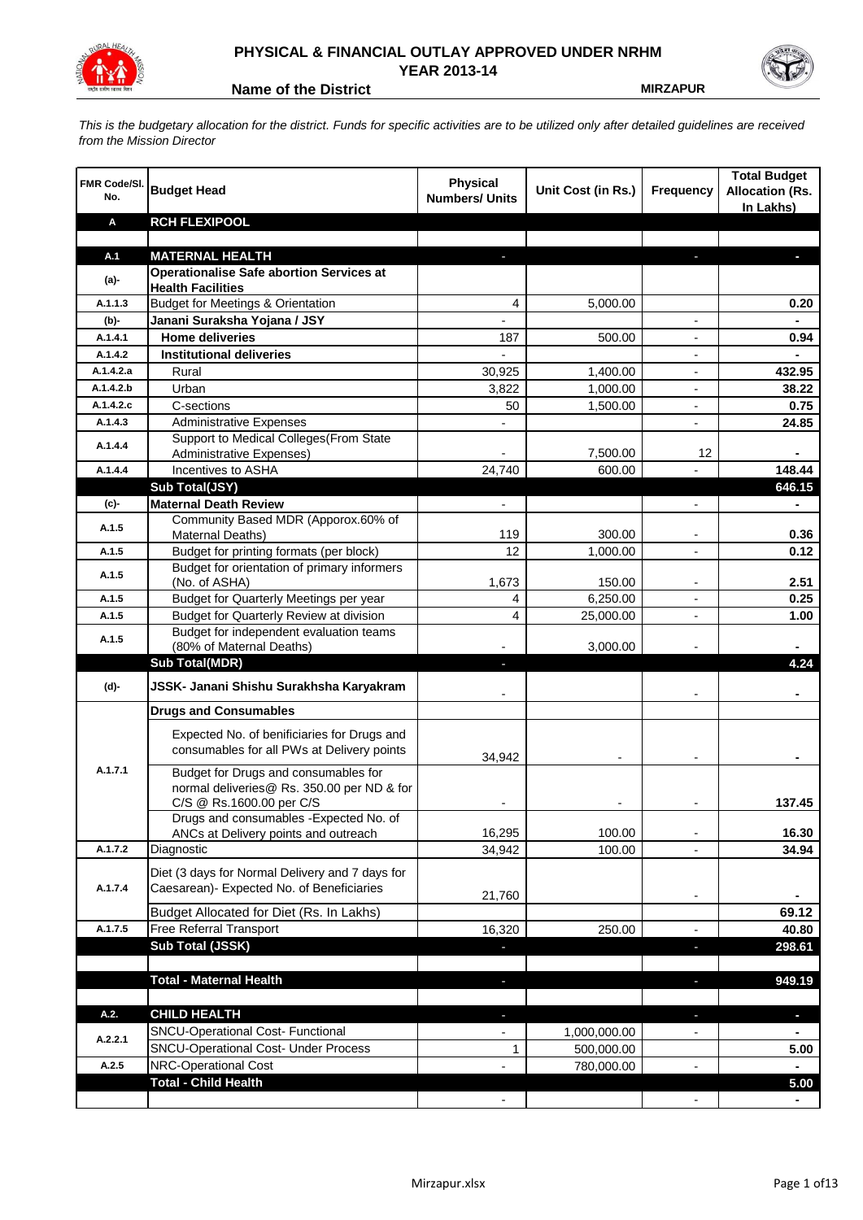# PHYSICAL & FINANCIAL OUTLAY APPROVED UNDER NRHM
## YEAR 2013-14

**Name of the District** **MIRZAPUR**

*This is the budgetary allocation for the district. Funds for specific activities are to be utilized only after detailed guidelines are received from the Mission Director*

| FMR Code/Sl. No. | Budget Head | Physical Numbers/ Units | Unit Cost (in Rs.) | Frequency | Total Budget Allocation (Rs. In Lakhs) |
|---|---|---|---|---|---|
| **A** | **RCH FLEXIPOOL** | | | | |
| | | | | | |
| **A.1** | **MATERNAL HEALTH** | - | | - | - |
| **(a)-** | **Operationalise Safe abortion Services at Health Facilities** | | | | |
| A.1.1.3 | Budget for Meetings & Orientation | 4 | 5,000.00 | | 0.20 |
| **(b)-** | **Janani Suraksha Yojana / JSY** | - | | - | - |
| A.1.4.1 | **Home deliveries** | 187 | 500.00 | - | 0.94 |
| A.1.4.2 | **Institutional deliveries** | - | | - | - |
| A.1.4.2.a | Rural | 30,925 | 1,400.00 | - | 432.95 |
| A.1.4.2.b | Urban | 3,822 | 1,000.00 | - | 38.22 |
| A.1.4.2.c | C-sections | 50 | 1,500.00 | - | 0.75 |
| A.1.4.3 | Administrative Expenses | - | | - | 24.85 |
| A.1.4.4 | Support to Medical Colleges(From State Administrative Expenses) | - | 7,500.00 | 12 | - |
| A.1.4.4 | Incentives to ASHA | 24,740 | 600.00 | - | 148.44 |
| | **Sub Total(JSY)** | | | | **646.15** |
| **(c)-** | **Maternal Death Review** | - | | - | - |
| A.1.5 | Community Based MDR (Apporox.60% of Maternal Deaths) | 119 | 300.00 | - | 0.36 |
| A.1.5 | Budget for printing formats (per block) | 12 | 1,000.00 | - | 0.12 |
| A.1.5 | Budget for orientation of primary informers (No. of ASHA) | 1,673 | 150.00 | - | 2.51 |
| A.1.5 | Budget for Quarterly Meetings per year | 4 | 6,250.00 | - | 0.25 |
| A.1.5 | Budget for Quarterly Review at division | 4 | 25,000.00 | - | 1.00 |
| A.1.5 | Budget for independent evaluation teams (80% of Maternal Deaths) | - | 3,000.00 | - | - |
| | **Sub Total(MDR)** | - | | | **4.24** |
| **(d)-** | **JSSK- Janani Shishu Surakhsha Karyakram** | - | | - | - |
| | **Drugs and Consumables** | | | | |
| A.1.7.1 | Expected No. of benificiaries for Drugs and consumables for all PWs at Delivery points | 34,942 | - | - | - |
| | Budget for Drugs and consumables for normal deliveries@ Rs. 350.00 per ND & for C/S @ Rs.1600.00 per C/S | - | - | - | 137.45 |
| | Drugs and consumables -Expected No. of ANCs at Delivery points and outreach | 16,295 | 100.00 | - | 16.30 |
| A.1.7.2 | Diagnostic | 34,942 | 100.00 | - | 34.94 |
| A.1.7.4 | Diet (3 days for Normal Delivery and 7 days for Caesarean)- Expected No. of Beneficiaries | 21,760 | | - | - |
| | Budget Allocated for Diet (Rs. In Lakhs) | | | | 69.12 |
| A.1.7.5 | Free Referral Transport | 16,320 | 250.00 | - | 40.80 |
| | **Sub Total (JSSK)** | - | | - | **298.61** |
| | | | | | |
| | **Total - Maternal Health** | - | | - | **949.19** |
| | | | | | |
| **A.2.** | **CHILD HEALTH** | - | | - | - |
| A.2.2.1 | SNCU-Operational Cost- Functional | - | 1,000,000.00 | - | - |
| | SNCU-Operational Cost- Under Process | 1 | 500,000.00 | | 5.00 |
| A.2.5 | NRC-Operational Cost | - | 780,000.00 | - | - |
| | **Total - Child Health** | | | | **5.00** |
| | | - | | - | - |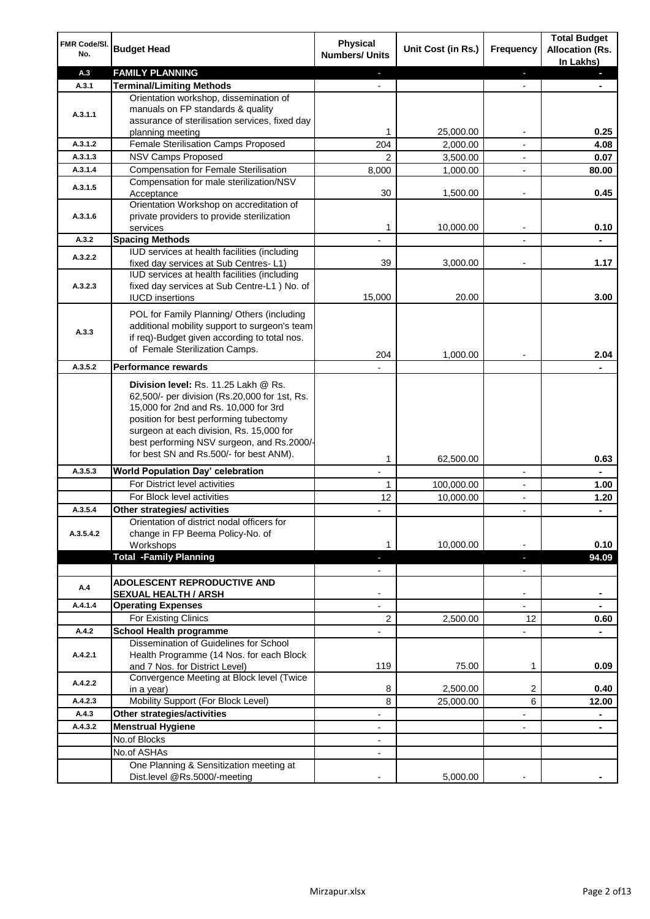| FMR Code/Sl. No. | Budget Head | Physical Numbers/ Units | Unit Cost (in Rs.) | Frequency | Total Budget Allocation (Rs. In Lakhs) |
|---|---|---|---|---|---|
| A.3 | **FAMILY PLANNING** | - | | - | - |
| A.3.1 | **Terminal/Limiting Methods** | - | | - | - |
| A.3.1.1 | Orientation workshop, dissemination of manuals on FP standards & quality assurance of sterilisation services, fixed day planning meeting | 1 | 25,000.00 | - | 0.25 |
| A.3.1.2 | Female Sterilisation Camps Proposed | 204 | 2,000.00 | - | 4.08 |
| A.3.1.3 | NSV Camps Proposed | 2 | 3,500.00 | - | 0.07 |
| A.3.1.4 | Compensation for Female Sterilisation | 8,000 | 1,000.00 | - | 80.00 |
| A.3.1.5 | Compensation for male sterilization/NSV Acceptance | 30 | 1,500.00 | - | 0.45 |
| A.3.1.6 | Orientation Workshop on accreditation of private providers to provide sterilization services | 1 | 10,000.00 | - | 0.10 |
| A.3.2 | **Spacing Methods** | - | | - | - |
| A.3.2.2 | IUD services at health facilities (including fixed day services at Sub Centres- L1) | 39 | 3,000.00 | - | 1.17 |
| A.3.2.3 | IUD services at health facilities (including fixed day services at Sub Centre-L1 ) No. of IUCD insertions | 15,000 | 20.00 | | 3.00 |
| A.3.3 | POL for Family Planning/ Others (including additional mobility support to surgeon's team if req)-Budget given according to total nos. of Female Sterilization Camps. | 204 | 1,000.00 | - | 2.04 |
| A.3.5.2 | **Performance rewards** | - | | | - |
| | **Division level:** Rs. 11.25 Lakh @ Rs. 62,500/- per division (Rs.20,000 for 1st, Rs. 15,000 for 2nd and Rs. 10,000 for 3rd position for best performing tubectomy surgeon at each division, Rs. 15,000 for best performing NSV surgeon, and Rs.2000/- for best SN and Rs.500/- for best ANM). | 1 | 62,500.00 | | 0.63 |
| A.3.5.3 | **World Population Day' celebration** | - | | - | - |
| | For District level activities | 1 | 100,000.00 | - | 1.00 |
| | For Block level activities | 12 | 10,000.00 | - | 1.20 |
| A.3.5.4 | **Other strategies/ activities** | - | | - | - |
| A.3.5.4.2 | Orientation of district nodal officers for change in FP Beema Policy-No. of Workshops | 1 | 10,000.00 | - | 0.10 |
| | **Total -Family Planning** | - | | - | 94.09 |
| | | - | | - | |
| A.4 | **ADOLESCENT REPRODUCTIVE AND SEXUAL HEALTH / ARSH** | - | | - | - |
| A.4.1.4 | **Operating Expenses** | - | | - | - |
| | For Existing Clinics | 2 | 2,500.00 | 12 | 0.60 |
| A.4.2 | **School Health programme** | - | | - | - |
| A.4.2.1 | Dissemination of Guidelines for School Health Programme (14 Nos. for each Block and 7 Nos. for District Level) | 119 | 75.00 | 1 | 0.09 |
| A.4.2.2 | Convergence Meeting at Block level (Twice in a year) | 8 | 2,500.00 | 2 | 0.40 |
| A.4.2.3 | Mobility Support (For Block Level) | 8 | 25,000.00 | 6 | 12.00 |
| A.4.3 | **Other strategies/activities** | - | | - | - |
| A.4.3.2 | **Menstrual Hygiene** | - | | - | - |
| | No.of Blocks | - | | | |
| | No.of ASHAs | - | | | |
| | One Planning & Sensitization meeting at Dist.level @Rs.5000/-meeting | - | 5,000.00 | - | - |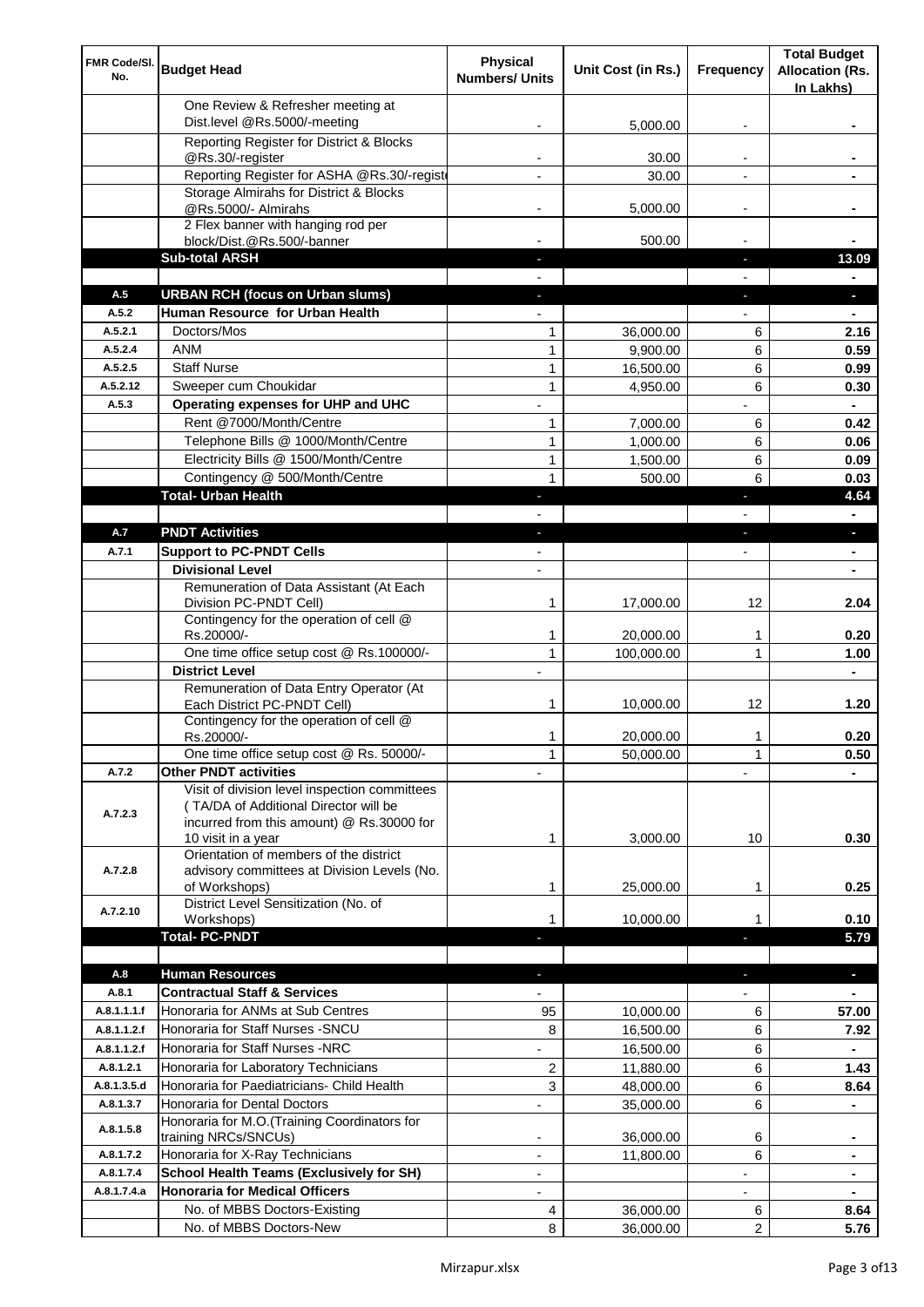| FMR Code/Sl. No. | Budget Head | Physical Numbers/ Units | Unit Cost (in Rs.) | Frequency | Total Budget Allocation (Rs. In Lakhs) |
|---|---|---|---|---|---|
| | One Review & Refresher meeting at Dist.level @Rs.5000/-meeting | - | 5,000.00 | - | - |
| | Reporting Register for District & Blocks @Rs.30/-register | - | 30.00 | - | - |
| | Reporting Register for ASHA @Rs.30/-registe | - | 30.00 | - | - |
| | Storage Almirahs for District & Blocks @Rs.5000/- Almirahs | - | 5,000.00 | - | - |
| | 2 Flex banner with hanging rod per block/Dist.@Rs.500/-banner | - | 500.00 | - | - |
| | **Sub-total ARSH** | - | | - | **13.09** |
| | | - | | - | - |
| **A.5** | **URBAN RCH (focus on Urban slums)** | - | | - | - |
| **A.5.2** | **Human Resource for Urban Health** | - | | - | - |
| A.5.2.1 | Doctors/Mos | 1 | 36,000.00 | 6 | **2.16** |
| A.5.2.4 | ANM | 1 | 9,900.00 | 6 | **0.59** |
| A.5.2.5 | Staff Nurse | 1 | 16,500.00 | 6 | **0.99** |
| A.5.2.12 | Sweeper cum Choukidar | 1 | 4,950.00 | 6 | **0.30** |
| **A.5.3** | **Operating expenses for UHP and UHC** | - | | - | - |
| | Rent @7000/Month/Centre | 1 | 7,000.00 | 6 | **0.42** |
| | Telephone Bills @ 1000/Month/Centre | 1 | 1,000.00 | 6 | **0.06** |
| | Electricity Bills @ 1500/Month/Centre | 1 | 1,500.00 | 6 | **0.09** |
| | Contingency @ 500/Month/Centre | 1 | 500.00 | 6 | **0.03** |
| | **Total- Urban Health** | - | | - | **4.64** |
| | | - | | - | - |
| **A.7** | **PNDT Activities** | - | | - | - |
| **A.7.1** | **Support to PC-PNDT Cells** | - | | - | - |
| | **Divisional Level** | - | | | - |
| | Remuneration of Data Assistant (At Each Division PC-PNDT Cell) | 1 | 17,000.00 | 12 | **2.04** |
| | Contingency for the operation of cell @ Rs.20000/- | 1 | 20,000.00 | 1 | **0.20** |
| | One time office setup cost @ Rs.100000/- | 1 | 100,000.00 | 1 | **1.00** |
| | **District Level** | - | | | - |
| | Remuneration of Data Entry Operator (At Each District PC-PNDT Cell) | 1 | 10,000.00 | 12 | **1.20** |
| | Contingency for the operation of cell @ Rs.20000/- | 1 | 20,000.00 | 1 | **0.20** |
| | One time office setup cost @ Rs. 50000/- | 1 | 50,000.00 | 1 | **0.50** |
| **A.7.2** | **Other PNDT activities** | - | | - | - |
| A.7.2.3 | Visit of division level inspection committees ( TA/DA of Additional Director will be incurred from this amount) @ Rs.30000 for 10 visit in a year | 1 | 3,000.00 | 10 | **0.30** |
| A.7.2.8 | Orientation of members of the district advisory committees at Division Levels (No. of Workshops) | 1 | 25,000.00 | 1 | **0.25** |
| A.7.2.10 | District Level Sensitization (No. of Workshops) | 1 | 10,000.00 | 1 | **0.10** |
| | **Total- PC-PNDT** | - | | - | **5.79** |
| | | | | | |
| **A.8** | **Human Resources** | - | | - | - |
| **A.8.1** | **Contractual Staff & Services** | - | | - | - |
| A.8.1.1.1.f | Honoraria for ANMs at Sub Centres | 95 | 10,000.00 | 6 | **57.00** |
| A.8.1.1.2.f | Honoraria for Staff Nurses -SNCU | 8 | 16,500.00 | 6 | **7.92** |
| A.8.1.1.2.f | Honoraria for Staff Nurses -NRC | - | 16,500.00 | 6 | - |
| A.8.1.2.1 | Honoraria for Laboratory Technicians | 2 | 11,880.00 | 6 | **1.43** |
| A.8.1.3.5.d | Honoraria for Paediatricians- Child Health | 3 | 48,000.00 | 6 | **8.64** |
| A.8.1.3.7 | Honoraria for Dental Doctors | - | 35,000.00 | 6 | - |
| A.8.1.5.8 | Honoraria for M.O.(Training Coordinators for training NRCs/SNCUs) | - | 36,000.00 | 6 | - |
| A.8.1.7.2 | Honoraria for X-Ray Technicians | - | 11,800.00 | 6 | - |
| A.8.1.7.4 | **School Health Teams (Exclusively for SH)** | - | | - | - |
| A.8.1.7.4.a | **Honoraria for Medical Officers** | - | | - | - |
| | No. of MBBS Doctors-Existing | 4 | 36,000.00 | 6 | **8.64** |
| | No. of MBBS Doctors-New | 8 | 36,000.00 | 2 | **5.76** |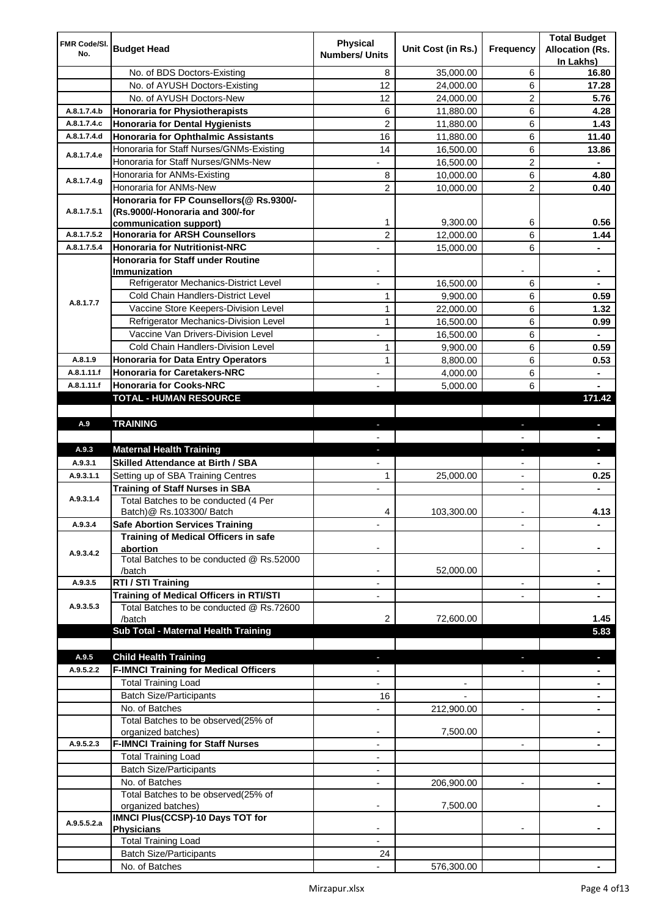| FMR Code/Sl. No. | Budget Head | Physical Numbers/ Units | Unit Cost (in Rs.) | Frequency | Total Budget Allocation (Rs. In Lakhs) |
|---|---|---|---|---|---|
| | No. of BDS Doctors-Existing | 8 | 35,000.00 | 6 | **16.80** |
| | No. of AYUSH Doctors-Existing | 12 | 24,000.00 | 6 | **17.28** |
| | No. of AYUSH Doctors-New | 12 | 24,000.00 | 2 | **5.76** |
| A.8.1.7.4.b | **Honoraria for Physiotherapists** | 6 | 11,880.00 | 6 | **4.28** |
| A.8.1.7.4.c | **Honoraria for Dental Hygienists** | 2 | 11,880.00 | 6 | **1.43** |
| A.8.1.7.4.d | **Honoraria for Ophthalmic Assistants** | 16 | 11,880.00 | 6 | **11.40** |
| A.8.1.7.4.e | Honoraria for Staff Nurses/GNMs-Existing | 14 | 16,500.00 | 6 | **13.86** |
| | Honoraria for Staff Nurses/GNMs-New | - | 16,500.00 | 2 | **-** |
| A.8.1.7.4.g | Honoraria for ANMs-Existing | 8 | 10,000.00 | 6 | **4.80** |
| | Honoraria for ANMs-New | 2 | 10,000.00 | 2 | **0.40** |
| A.8.1.7.5.1 | **Honoraria for FP Counsellors(@ Rs.9300/- (Rs.9000/-Honoraria and 300/-for communication support)** | 1 | 9,300.00 | 6 | **0.56** |
| A.8.1.7.5.2 | **Honoraria for ARSH Counsellors** | 2 | 12,000.00 | 6 | **1.44** |
| A.8.1.7.5.4 | **Honoraria for Nutritionist-NRC** | - | 15,000.00 | 6 | **-** |
| A.8.1.7.7 | **Honoraria for Staff under Routine Immunization** | - | | - | **-** |
| | Refrigerator Mechanics-District Level | - | 16,500.00 | 6 | **-** |
| | Cold Chain Handlers-District Level | 1 | 9,900.00 | 6 | **0.59** |
| | Vaccine Store Keepers-Division Level | 1 | 22,000.00 | 6 | **1.32** |
| | Refrigerator Mechanics-Division Level | 1 | 16,500.00 | 6 | **0.99** |
| | Vaccine Van Drivers-Division Level | - | 16,500.00 | 6 | **-** |
| | Cold Chain Handlers-Division Level | 1 | 9,900.00 | 6 | **0.59** |
| A.8.1.9 | **Honoraria for Data Entry Operators** | 1 | 8,800.00 | 6 | **0.53** |
| A.8.1.11.f | **Honoraria for Caretakers-NRC** | - | 4,000.00 | 6 | **-** |
| A.8.1.11.f | **Honoraria for Cooks-NRC** | - | 5,000.00 | 6 | **-** |
| | **TOTAL - HUMAN RESOURCE** | | | | **171.42** |
| | | | | | |
| A.9 | **TRAINING** | - | | - | **-** |
| | | - | | - | **-** |
| A.9.3 | **Maternal Health Training** | - | | - | **-** |
| A.9.3.1 | **Skilled Attendance at Birth / SBA** | - | | - | **-** |
| A.9.3.1.1 | Setting up of SBA Training Centres | 1 | 25,000.00 | - | **0.25** |
| A.9.3.1.4 | **Training of Staff Nurses in SBA** | - | | - | **-** |
| | Total Batches to be conducted (4 Per Batch)@ Rs.103300/ Batch | 4 | 103,300.00 | - | **4.13** |
| A.9.3.4 | **Safe Abortion Services Training** | - | | - | **-** |
| A.9.3.4.2 | **Training of Medical Officers in safe abortion** | - | | - | **-** |
| | Total Batches to be conducted @ Rs.52000 /batch | - | 52,000.00 | | **-** |
| A.9.3.5 | **RTI / STI Training** | - | | - | **-** |
| A.9.3.5.3 | **Training of Medical Officers in RTI/STI** | - | | - | **-** |
| | Total Batches to be conducted @ Rs.72600 /batch | 2 | 72,600.00 | | **1.45** |
| | **Sub Total - Maternal Health Training** | | | | **5.83** |
| | | | | | |
| A.9.5 | **Child Health Training** | - | | - | **-** |
| A.9.5.2.2 | **F-IMNCI Training for Medical Officers** | - | | - | **-** |
| | Total Training Load | - | - | | **-** |
| | Batch Size/Participants | 16 | - | | **-** |
| | No. of Batches | - | 212,900.00 | - | **-** |
| | Total Batches to be observed(25% of organized batches) | - | 7,500.00 | | **-** |
| A.9.5.2.3 | **F-IMNCI Training for Staff Nurses** | - | | - | **-** |
| | Total Training Load | - | | | |
| | Batch Size/Participants | - | | | |
| | No. of Batches | - | 206,900.00 | - | **-** |
| | Total Batches to be observed(25% of organized batches) | - | 7,500.00 | | **-** |
| A.9.5.5.2.a | **IMNCI Plus(CCSP)-10 Days TOT for Physicians** | - | | - | **-** |
| | Total Training Load | - | | | |
| | Batch Size/Participants | 24 | | | |
| | No. of Batches | - | 576,300.00 | | **-** |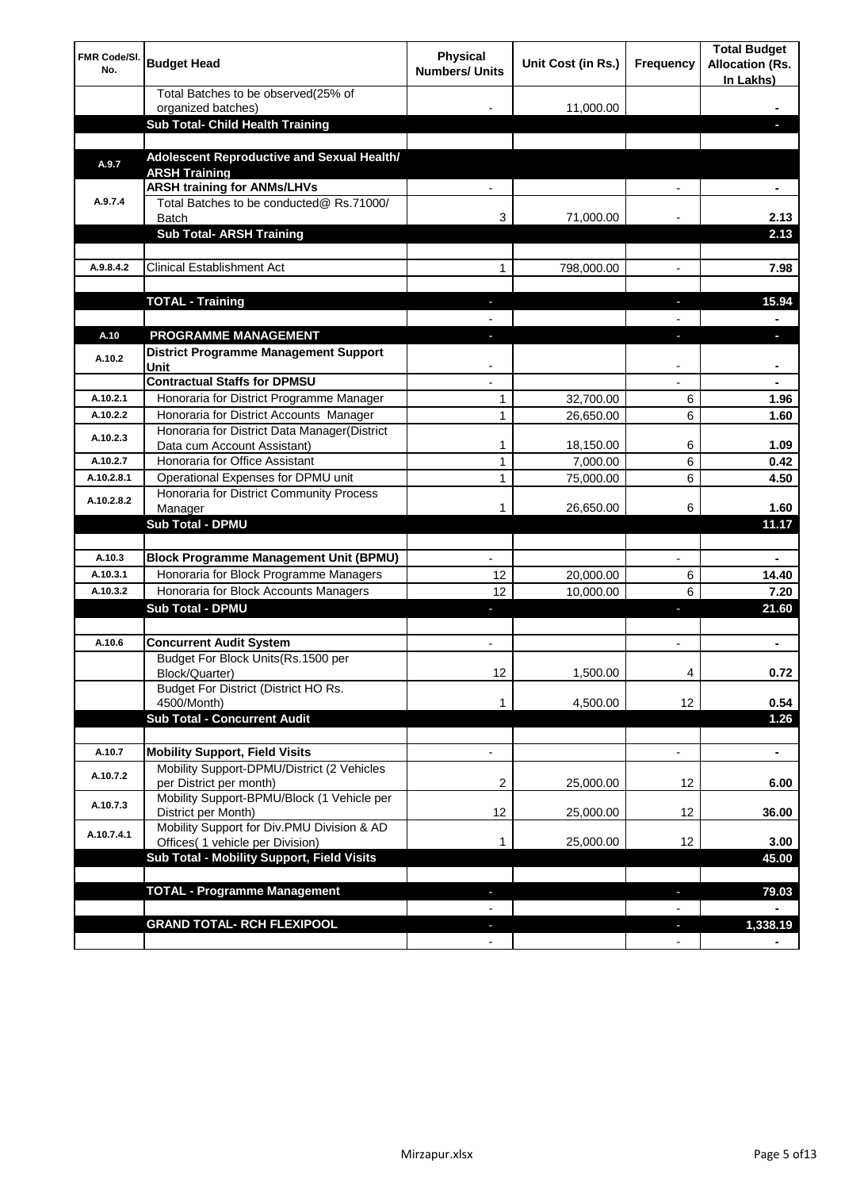| FMR Code/Sl. No. | Budget Head | Physical Numbers/ Units | Unit Cost (in Rs.) | Frequency | Total Budget Allocation (Rs. In Lakhs) |
|---|---|---|---|---|---|
| | Total Batches to be observed(25% of organized batches) | - | 11,000.00 | | - |
| | **Sub Total- Child Health Training** | | | | - |
| | | | | | |
| A.9.7 | **Adolescent Reproductive and Sexual Health/ ARSH Training** | | | | |
| A.9.7.4 | **ARSH training for ANMs/LHVs** | - | | - | - |
| | Total Batches to be conducted@ Rs.71000/ Batch | 3 | 71,000.00 | - | 2.13 |
| | **Sub Total- ARSH Training** | | | | **2.13** |
| | | | | | |
| A.9.8.4.2 | Clinical Establishment Act | 1 | 798,000.00 | - | 7.98 |
| | | | | | |
| | **TOTAL - Training** | - | | - | **15.94** |
| | | - | | - | - |
| A.10 | **PROGRAMME MANAGEMENT** | - | | - | - |
| A.10.2 | **District Programme Management Support Unit** | - | | - | - |
| | **Contractual Staffs for DPMSU** | - | | - | - |
| A.10.2.1 | Honoraria for District Programme Manager | 1 | 32,700.00 | 6 | 1.96 |
| A.10.2.2 | Honoraria for District Accounts Manager | 1 | 26,650.00 | 6 | 1.60 |
| A.10.2.3 | Honoraria for District Data Manager(District Data cum Account Assistant) | 1 | 18,150.00 | 6 | 1.09 |
| A.10.2.7 | Honoraria for Office Assistant | 1 | 7,000.00 | 6 | 0.42 |
| A.10.2.8.1 | Operational Expenses for DPMU unit | 1 | 75,000.00 | 6 | 4.50 |
| A.10.2.8.2 | Honoraria for District Community Process Manager | 1 | 26,650.00 | 6 | 1.60 |
| | **Sub Total - DPMU** | | | | **11.17** |
| | | | | | |
| A.10.3 | **Block Programme Management Unit (BPMU)** | - | | - | - |
| A.10.3.1 | Honoraria for Block Programme Managers | 12 | 20,000.00 | 6 | 14.40 |
| A.10.3.2 | Honoraria for Block Accounts Managers | 12 | 10,000.00 | 6 | 7.20 |
| | **Sub Total - DPMU** | - | | - | **21.60** |
| | | | | | |
| A.10.6 | **Concurrent Audit System** | - | | - | - |
| | Budget For Block Units(Rs.1500 per Block/Quarter) | 12 | 1,500.00 | 4 | 0.72 |
| | Budget For District (District HO Rs. 4500/Month) | 1 | 4,500.00 | 12 | 0.54 |
| | **Sub Total - Concurrent Audit** | | | | **1.26** |
| | | | | | |
| A.10.7 | **Mobility Support, Field Visits** | - | | - | - |
| A.10.7.2 | Mobility Support-DPMU/District (2 Vehicles per District per month) | 2 | 25,000.00 | 12 | 6.00 |
| A.10.7.3 | Mobility Support-BPMU/Block (1 Vehicle per District per Month) | 12 | 25,000.00 | 12 | 36.00 |
| A.10.7.4.1 | Mobility Support for Div.PMU Division & AD Offices( 1 vehicle per Division) | 1 | 25,000.00 | 12 | 3.00 |
| | **Sub Total - Mobility Support, Field Visits** | | | | **45.00** |
| | | | | | |
| | **TOTAL - Programme Management** | - | | - | **79.03** |
| | | - | | - | - |
| | **GRAND TOTAL- RCH FLEXIPOOL** | - | | - | **1,338.19** |
| | | - | | - | - |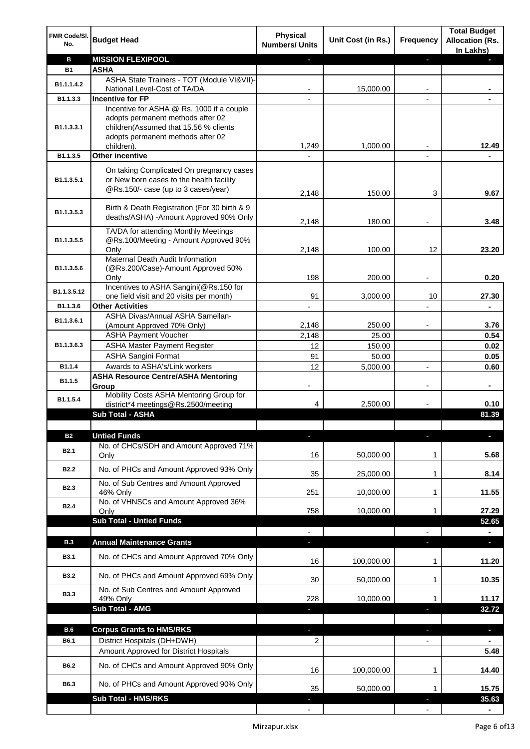| FMR Code/Sl. No. | Budget Head | Physical Numbers/ Units | Unit Cost (in Rs.) | Frequency | Total Budget Allocation (Rs. In Lakhs) |
|---|---|---|---|---|---|
| **B** | **MISSION FLEXIPOOL** | - | | - | - |
| **B1** | **ASHA** | | | | |
| B1.1.1.4.2 | ASHA State Trainers - TOT (Module VI&VII)-National Level-Cost of TA/DA | - | 15,000.00 | - | - |
| B1.1.3.3 | **Incentive for FP** | - | | - | - |
| B1.1.3.3.1 | Incentive for ASHA @ Rs. 1000 if a couple adopts permanent methods after 02 children(Assumed that 15.56 % clients adopts permanent methods after 02 children). | 1,249 | 1,000.00 | - | 12.49 |
| B1.1.3.5 | **Other incentive** | - | | - | - |
| B1.1.3.5.1 | On taking Complicated On pregnancy cases or New born cases to the health facility @Rs.150/- case (up to 3 cases/year) | 2,148 | 150.00 | 3 | 9.67 |
| B1.1.3.5.3 | Birth & Death Registration (For 30 birth & 9 deaths/ASHA) -Amount Approved 90% Only | 2,148 | 180.00 | - | 3.48 |
| B1.1.3.5.5 | TA/DA for attending Monthly Meetings @Rs.100/Meeting - Amount Approved 90% Only | 2,148 | 100.00 | 12 | 23.20 |
| B1.1.3.5.6 | Maternal Death Audit Information (@Rs.200/Case)-Amount Approved 50% Only | 198 | 200.00 | - | 0.20 |
| B1.1.3.5.12 | Incentives to ASHA Sangini(@Rs.150 for one field visit and 20 visits per month) | 91 | 3,000.00 | 10 | 27.30 |
| B1.1.3.6 | **Other Activities** | - | | - | - |
| B1.1.3.6.1 | ASHA Divas/Annual ASHA Samellan-(Amount Approved 70% Only) | 2,148 | 250.00 | - | 3.76 |
| B1.1.3.6.3 | ASHA Payment Voucher | 2,148 | 25.00 | | 0.54 |
| | ASHA Master Payment Register | 12 | 150.00 | | 0.02 |
| | ASHA Sangini Format | 91 | 50.00 | | 0.05 |
| B1.1.4 | Awards to ASHA's/Link workers | 12 | 5,000.00 | - | 0.60 |
| B1.1.5 | **ASHA Resource Centre/ASHA Mentoring Group** | - | | - | - |
| B1.1.5.4 | Mobility Costs ASHA Mentoring Group for district*4 meetings@Rs.2500/meeting | 4 | 2,500.00 | - | 0.10 |
| | **Sub Total - ASHA** | | | | **81.39** |
| | | | | | |
| **B2** | **Untied Funds** | - | | - | - |
| B2.1 | No. of CHCs/SDH and Amount Approved 71% Only | 16 | 50,000.00 | 1 | 5.68 |
| B2.2 | No. of PHCs and Amount Approved 93% Only | 35 | 25,000.00 | 1 | 8.14 |
| B2.3 | No. of Sub Centres and Amount Approved 46% Only | 251 | 10,000.00 | 1 | 11.55 |
| B2.4 | No. of VHNSCs and Amount Approved 36% Only | 758 | 10,000.00 | 1 | 27.29 |
| | **Sub Total - Untied Funds** | | | | **52.65** |
| | | - | | - | - |
| **B.3** | **Annual Maintenance Grants** | - | | - | - |
| B3.1 | No. of CHCs and Amount Approved 70% Only | 16 | 100,000.00 | 1 | 11.20 |
| B3.2 | No. of PHCs and Amount Approved 69% Only | 30 | 50,000.00 | 1 | 10.35 |
| B3.3 | No. of Sub Centres and Amount Approved 49% Only | 228 | 10,000.00 | 1 | 11.17 |
| | **Sub Total - AMG** | - | | - | **32.72** |
| | | | | | |
| **B.6** | **Corpus Grants to HMS/RKS** | - | | - | - |
| B6.1 | District Hospitals (DH+DWH) | 2 | | - | - |
| | Amount Approved for District Hospitals | | | | 5.48 |
| B6.2 | No. of CHCs and Amount Approved 90% Only | 16 | 100,000.00 | 1 | 14.40 |
| B6.3 | No. of PHCs and Amount Approved 90% Only | 35 | 50,000.00 | 1 | 15.75 |
| | **Sub Total - HMS/RKS** | - | | - | **35.63** |
| | | - | | - | - |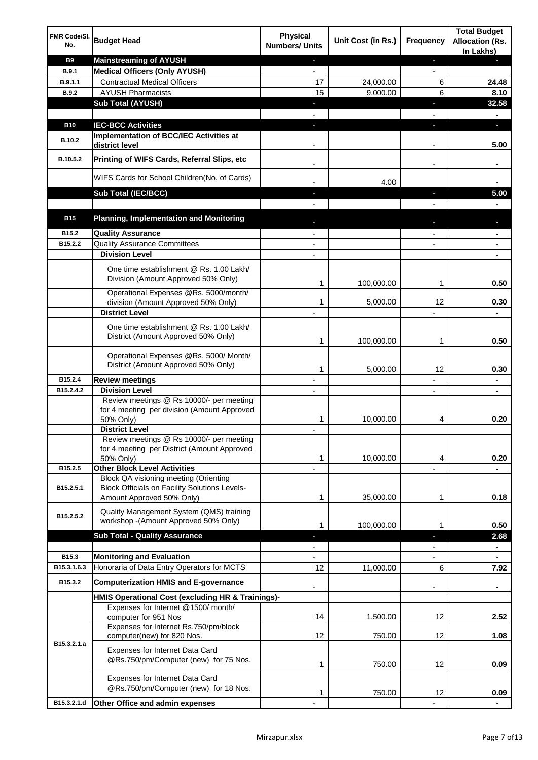| FMR Code/Sl. No. | Budget Head | Physical Numbers/ Units | Unit Cost (in Rs.) | Frequency | Total Budget Allocation (Rs. In Lakhs) |
|---|---|---|---|---|---|
| **B9** | **Mainstreaming of AYUSH** | - | | - | - |
| **B.9.1** | **Medical Officers (Only AYUSH)** | - | | - | |
| **B.9.1.1** | Contractual Medical Officers | 17 | 24,000.00 | 6 | **24.48** |
| **B.9.2** | AYUSH Pharmacists | 15 | 9,000.00 | 6 | **8.10** |
| | **Sub Total (AYUSH)** | - | | - | **32.58** |
| | | - | | - | - |
| **B10** | **IEC-BCC Activities** | - | | - | - |
| **B.10.2** | **Implementation of BCC/IEC Activities at district level** | - | | - | **5.00** |
| **B.10.5.2** | **Printing of WIFS Cards, Referral Slips, etc** | - | | - | - |
| | WIFS Cards for School Children(No. of Cards) | - | 4.00 | | - |
| | **Sub Total (IEC/BCC)** | - | | - | **5.00** |
| | | - | | - | - |
| **B15** | **Planning, Implementation and Monitoring** | - | | - | - |
| **B15.2** | **Quality Assurance** | - | | - | - |
| **B15.2.2** | Quality Assurance Committees | - | | - | - |
| | **Division Level** | - | | | - |
| | One time establishment @ Rs. 1.00 Lakh/ Division (Amount Approved 50% Only) | 1 | 100,000.00 | 1 | **0.50** |
| | Operational Expenses @Rs. 5000/month/ division (Amount Approved 50% Only) | 1 | 5,000.00 | 12 | **0.30** |
| | **District Level** | - | | - | - |
| | One time establishment @ Rs. 1.00 Lakh/ District (Amount Approved 50% Only) | 1 | 100,000.00 | 1 | **0.50** |
| | Operational Expenses @Rs. 5000/ Month/ District (Amount Approved 50% Only) | 1 | 5,000.00 | 12 | **0.30** |
| **B15.2.4** | **Review meetings** | - | | - | - |
| **B15.2.4.2** | **Division Level** | - | | - | - |
| | Review meetings @ Rs 10000/- per meeting for 4 meeting per division (Amount Approved 50% Only) | 1 | 10,000.00 | 4 | **0.20** |
| | **District Level** | - | | | |
| | Review meetings @ Rs 10000/- per meeting for 4 meeting per District (Amount Approved 50% Only) | 1 | 10,000.00 | 4 | **0.20** |
| **B15.2.5** | **Other Block Level Activities** | - | | - | - |
| **B15.2.5.1** | Block QA visioning meeting (Orienting Block Officials on Facility Solutions Levels- Amount Approved 50% Only) | 1 | 35,000.00 | 1 | **0.18** |
| **B15.2.5.2** | Quality Management System (QMS) training workshop -(Amount Approved 50% Only) | 1 | 100,000.00 | 1 | **0.50** |
| | **Sub Total - Quality Assurance** | - | | - | **2.68** |
| | | - | | - | - |
| **B15.3** | **Monitoring and Evaluation** | - | | - | - |
| **B15.3.1.6.3** | Honoraria of Data Entry Operators for MCTS | 12 | 11,000.00 | 6 | **7.92** |
| **B15.3.2** | **Computerization HMIS and E-governance** | - | | - | - |
| | **HMIS Operational Cost (excluding HR & Trainings)-** | | | | |
| **B15.3.2.1.a** | Expenses for Internet @1500/ month/ computer for 951 Nos | 14 | 1,500.00 | 12 | **2.52** |
| | Expenses for Internet Rs.750/pm/block computer(new) for 820 Nos. | 12 | 750.00 | 12 | **1.08** |
| | Expenses for Internet Data Card @Rs.750/pm/Computer (new) for 75 Nos. | 1 | 750.00 | 12 | **0.09** |
| | Expenses for Internet Data Card @Rs.750/pm/Computer (new) for 18 Nos. | 1 | 750.00 | 12 | **0.09** |
| **B15.3.2.1.d** | **Other Office and admin expenses** | - | | - | - |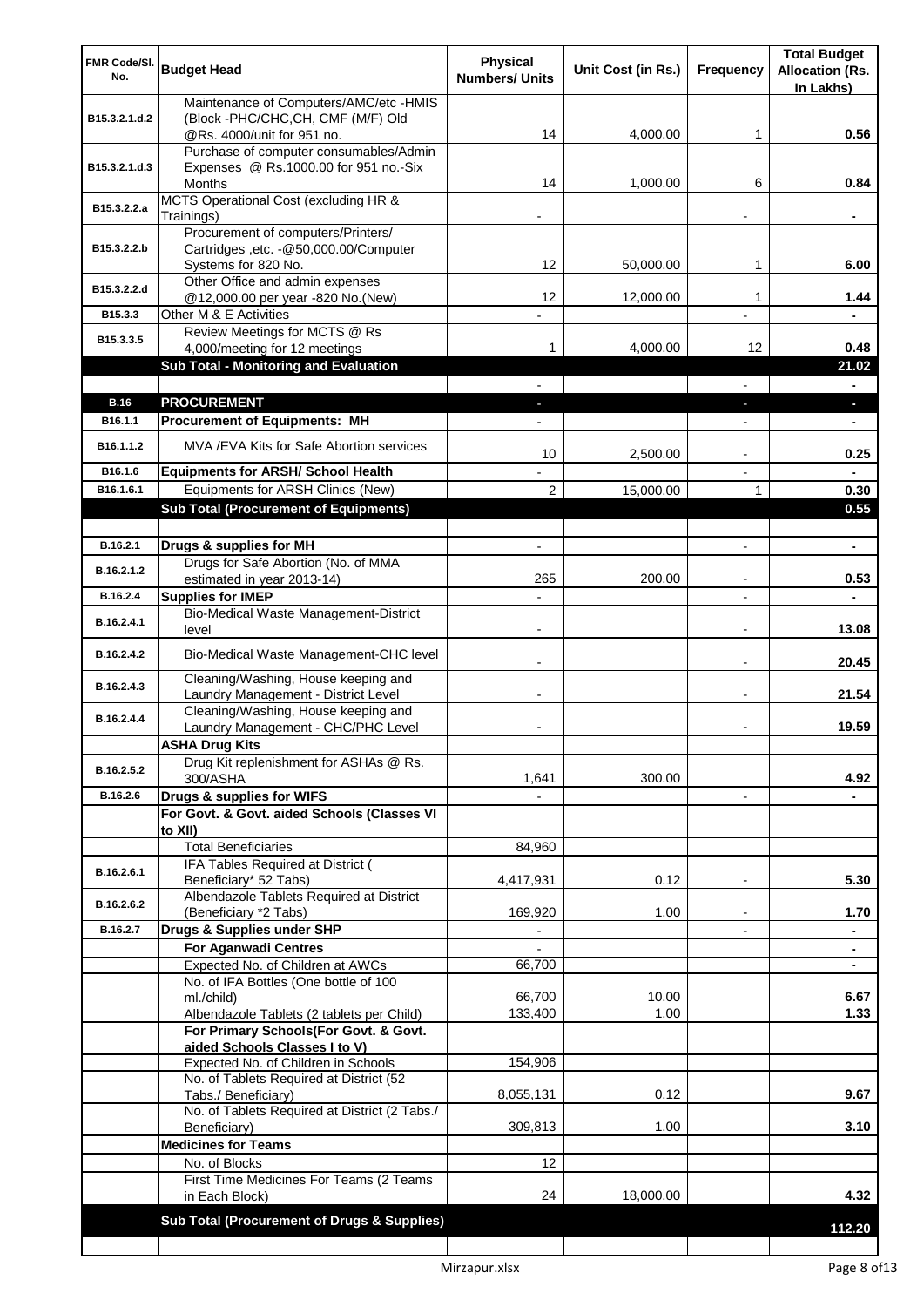| FMR Code/Sl. No. | Budget Head | Physical Numbers/ Units | Unit Cost (in Rs.) | Frequency | Total Budget Allocation (Rs. In Lakhs) |
|---|---|---|---|---|---|
| B15.3.2.1.d.2 | Maintenance of Computers/AMC/etc -HMIS (Block -PHC/CHC,CH, CMF (M/F) Old @Rs. 4000/unit for 951 no. | 14 | 4,000.00 | 1 | 0.56 |
| B15.3.2.1.d.3 | Purchase of computer consumables/Admin Expenses @ Rs.1000.00 for 951 no.-Six Months | 14 | 1,000.00 | 6 | 0.84 |
| B15.3.2.2.a | MCTS Operational Cost (excluding HR & Trainings) | - | | - | - |
| B15.3.2.2.b | Procurement of computers/Printers/ Cartridges ,etc. -@50,000.00/Computer Systems for 820 No. | 12 | 50,000.00 | 1 | 6.00 |
| B15.3.2.2.d | Other Office and admin expenses @12,000.00 per year -820 No.(New) | 12 | 12,000.00 | 1 | 1.44 |
| B15.3.3 | Other M & E Activities | - | | - | - |
| B15.3.3.5 | Review Meetings for MCTS @ Rs 4,000/meeting for 12 meetings | 1 | 4,000.00 | 12 | 0.48 |
| | **Sub Total - Monitoring and Evaluation** | | | | **21.02** |
| | | - | | - | - |
| **B.16** | **PROCUREMENT** | - | | - | - |
| B16.1.1 | **Procurement of Equipments: MH** | - | | - | - |
| B16.1.1.2 | MVA /EVA Kits for Safe Abortion services | 10 | 2,500.00 | - | 0.25 |
| B16.1.6 | **Equipments for ARSH/ School Health** | - | | - | - |
| B16.1.6.1 | Equipments for ARSH Clinics (New) | 2 | 15,000.00 | 1 | 0.30 |
| | **Sub Total (Procurement of Equipments)** | | | | **0.55** |
| | | | | | |
| B.16.2.1 | **Drugs & supplies for MH** | - | | - | - |
| B.16.2.1.2 | Drugs for Safe Abortion (No. of MMA estimated in year 2013-14) | 265 | 200.00 | - | 0.53 |
| B.16.2.4 | **Supplies for IMEP** | - | | - | - |
| B.16.2.4.1 | Bio-Medical Waste Management-District level | - | | - | 13.08 |
| B.16.2.4.2 | Bio-Medical Waste Management-CHC level | - | | - | 20.45 |
| B.16.2.4.3 | Cleaning/Washing, House keeping and Laundry Management - District Level | - | | - | 21.54 |
| B.16.2.4.4 | Cleaning/Washing, House keeping and Laundry Management - CHC/PHC Level | - | | - | 19.59 |
| | **ASHA Drug Kits** | | | | |
| B.16.2.5.2 | Drug Kit replenishment for ASHAs @ Rs. 300/ASHA | 1,641 | 300.00 | | 4.92 |
| B.16.2.6 | **Drugs & supplies for WIFS** | - | | - | - |
| | **For Govt. & Govt. aided Schools (Classes VI to XII)** | | | | |
| | Total Beneficiaries | 84,960 | | | |
| B.16.2.6.1 | IFA Tables Required at District ( Beneficiary* 52 Tabs) | 4,417,931 | 0.12 | - | 5.30 |
| B.16.2.6.2 | Albendazole Tablets Required at District (Beneficiary *2 Tabs) | 169,920 | 1.00 | - | 1.70 |
| B.16.2.7 | **Drugs & Supplies under SHP** | - | | - | - |
| | **For Aganwadi Centres** | - | | | - |
| | Expected No. of Children at AWCs | 66,700 | | | - |
| | No. of IFA Bottles (One bottle of 100 ml./child) | 66,700 | 10.00 | | 6.67 |
| | Albendazole Tablets (2 tablets per Child) | 133,400 | 1.00 | | 1.33 |
| | **For Primary Schools(For Govt. & Govt. aided Schools Classes I to V)** | | | | |
| | Expected No. of Children in Schools | 154,906 | | | |
| | No. of Tablets Required at District (52 Tabs./ Beneficiary) | 8,055,131 | 0.12 | | 9.67 |
| | No. of Tablets Required at District (2 Tabs./ Beneficiary) | 309,813 | 1.00 | | 3.10 |
| | **Medicines for Teams** | | | | |
| | No. of Blocks | 12 | | | |
| | First Time Medicines For Teams (2 Teams in Each Block) | 24 | 18,000.00 | | 4.32 |
| | **Sub Total (Procurement of Drugs & Supplies)** | | | | **112.20** |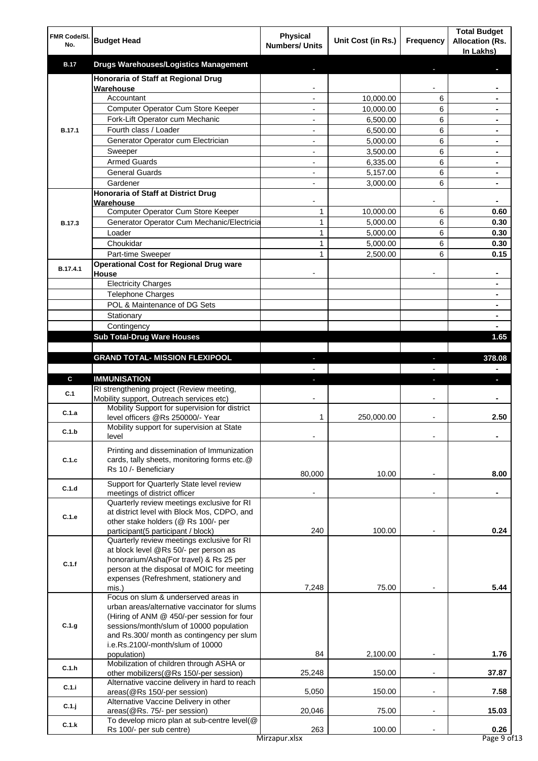| FMR Code/Sl. No. | Budget Head | Physical Numbers/ Units | Unit Cost (in Rs.) | Frequency | Total Budget Allocation (Rs. In Lakhs) |
|---|---|---|---|---|---|
| **B.17** | **Drugs Warehouses/Logistics Management** | - | | - | - |
| B.17.1 | **Honoraria of Staff at Regional Drug Warehouse** | - | | - | - |
| | Accountant | - | 10,000.00 | 6 | - |
| | Computer Operator Cum Store Keeper | - | 10,000.00 | 6 | - |
| | Fork-Lift Operator cum Mechanic | - | 6,500.00 | 6 | - |
| | Fourth class / Loader | - | 6,500.00 | 6 | - |
| | Generator Operator cum Electrician | - | 5,000.00 | 6 | - |
| | Sweeper | - | 3,500.00 | 6 | - |
| | Armed Guards | - | 6,335.00 | 6 | - |
| | General Guards | - | 5,157.00 | 6 | - |
| | Gardener | - | 3,000.00 | 6 | - |
| B.17.3 | **Honoraria of Staff at District Drug Warehouse** | - | | - | - |
| | Computer Operator Cum Store Keeper | 1 | 10,000.00 | 6 | 0.60 |
| | Generator Operator Cum Mechanic/Electricia | 1 | 5,000.00 | 6 | 0.30 |
| | Loader | 1 | 5,000.00 | 6 | 0.30 |
| | Choukidar | 1 | 5,000.00 | 6 | 0.30 |
| | Part-time Sweeper | 1 | 2,500.00 | 6 | 0.15 |
| B.17.4.1 | **Operational Cost for Regional Drug ware House** | - | | - | - |
| | Electricity Charges | | | | - |
| | Telephone Charges | | | | - |
| | POL & Maintenance of DG Sets | | | | - |
| | Stationary | | | | - |
| | Contingency | | | | - |
| | **Sub Total-Drug Ware Houses** | | | | **1.65** |
| | | | | | |
| | **GRAND TOTAL- MISSION FLEXIPOOL** | - | | - | **378.08** |
| | | - | | - | - |
| **C** | **IMMUNISATION** | - | | - | - |
| C.1 | RI strengthening project (Review meeting, Mobility support, Outreach services etc) | - | | - | - |
| C.1.a | Mobility Support for supervision for district level officers @Rs 250000/- Year | 1 | 250,000.00 | - | 2.50 |
| C.1.b | Mobility support for supervision at State level | - | | - | - |
| C.1.c | Printing and dissemination of Immunization cards, tally sheets, monitoring forms etc.@ Rs 10 /- Beneficiary | 80,000 | 10.00 | - | 8.00 |
| C.1.d | Support for Quarterly State level review meetings of district officer | - | | - | - |
| C.1.e | Quarterly review meetings exclusive for RI at district level with Block Mos, CDPO, and other stake holders (@ Rs 100/- per participant(5 participant / block) | 240 | 100.00 | - | 0.24 |
| C.1.f | Quarterly review meetings exclusive for RI at block level @Rs 50/- per person as honorarium/Asha(For travel) & Rs 25 per person at the disposal of MOIC for meeting expenses (Refreshment, stationery and mis.) | 7,248 | 75.00 | - | 5.44 |
| C.1.g | Focus on slum & underserved areas in urban areas/alternative vaccinator for slums (Hiring of ANM @ 450/-per session for four sessions/month/slum of 10000 population and Rs.300/ month as contingency per slum i.e.Rs.2100/-month/slum of 10000 population) | 84 | 2,100.00 | - | 1.76 |
| C.1.h | Mobilization of children through ASHA or other mobilizers(@Rs 150/-per session) | 25,248 | 150.00 | - | 37.87 |
| C.1.i | Alternative vaccine delivery in hard to reach areas(@Rs 150/-per session) | 5,050 | 150.00 | - | 7.58 |
| C.1.j | Alternative Vaccine Delivery in other areas(@Rs. 75/- per session) | 20,046 | 75.00 | - | 15.03 |
| C.1.k | To develop micro plan at sub-centre level(@ Rs 100/- per sub centre) | 263 | 100.00 | - | 0.26 |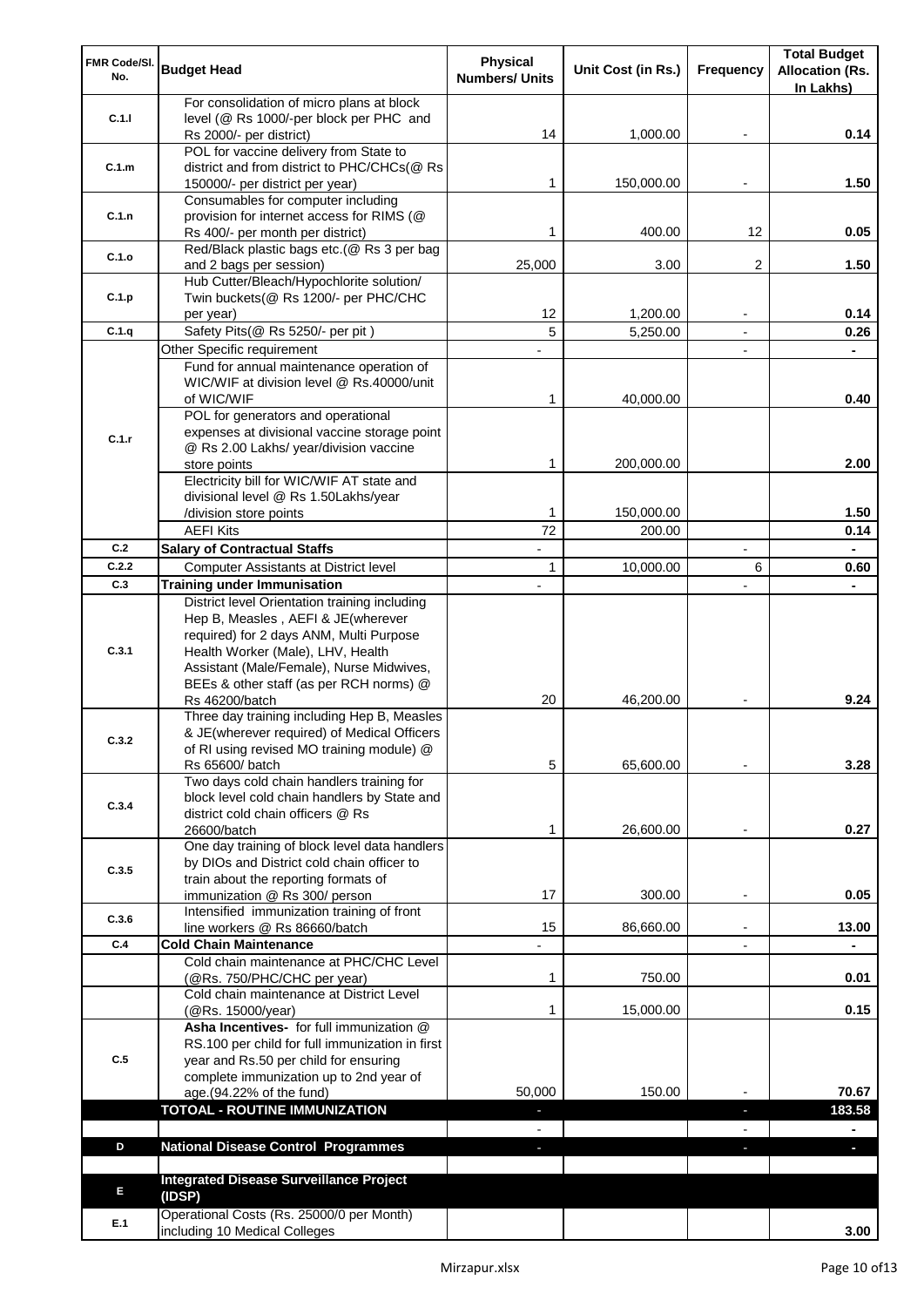| FMR Code/Sl. No. | Budget Head | Physical Numbers/ Units | Unit Cost (in Rs.) | Frequency | Total Budget Allocation (Rs. In Lakhs) |
|---|---|---|---|---|---|
| C.1.l | For consolidation of micro plans at block level (@ Rs 1000/-per block per PHC and Rs 2000/- per district) | 14 | 1,000.00 | - | 0.14 |
| C.1.m | POL for vaccine delivery from State to district and from district to PHC/CHCs(@ Rs 150000/- per district per year) | 1 | 150,000.00 | - | 1.50 |
| C.1.n | Consumables for computer including provision for internet access for RIMS (@ Rs 400/- per month per district) | 1 | 400.00 | 12 | 0.05 |
| C.1.o | Red/Black plastic bags etc.(@ Rs 3 per bag and 2 bags per session) | 25,000 | 3.00 | 2 | 1.50 |
| C.1.p | Hub Cutter/Bleach/Hypochlorite solution/ Twin buckets(@ Rs 1200/- per PHC/CHC per year) | 12 | 1,200.00 | - | 0.14 |
| C.1.q | Safety Pits(@ Rs 5250/- per pit ) | 5 | 5,250.00 | - | 0.26 |
| C.1.r | Other Specific requirement | - | | - | - |
| | Fund for annual maintenance operation of WIC/WIF at division level @ Rs.40000/unit of WIC/WIF | 1 | 40,000.00 | | 0.40 |
| | POL for generators and operational expenses at divisional vaccine storage point @ Rs 2.00 Lakhs/ year/division vaccine store points | 1 | 200,000.00 | | 2.00 |
| | Electricity bill for WIC/WIF AT state and divisional level @ Rs 1.50Lakhs/year /division store points | 1 | 150,000.00 | | 1.50 |
| | AEFI Kits | 72 | 200.00 | | 0.14 |
| C.2 | **Salary of Contractual Staffs** | - | | - | - |
| C.2.2 | Computer Assistants at District level | 1 | 10,000.00 | 6 | 0.60 |
| C.3 | **Training under Immunisation** | - | | - | - |
| C.3.1 | District level Orientation training including Hep B, Measles , AEFI & JE(wherever required) for 2 days ANM, Multi Purpose Health Worker (Male), LHV, Health Assistant (Male/Female), Nurse Midwives, BEEs & other staff (as per RCH norms) @ Rs 46200/batch | 20 | 46,200.00 | - | 9.24 |
| C.3.2 | Three day training including Hep B, Measles & JE(wherever required) of Medical Officers of RI using revised MO training module) @ Rs 65600/ batch | 5 | 65,600.00 | - | 3.28 |
| C.3.4 | Two days cold chain handlers training for block level cold chain handlers by State and district cold chain officers @ Rs 26600/batch | 1 | 26,600.00 | - | 0.27 |
| C.3.5 | One day training of block level data handlers by DIOs and District cold chain officer to train about the reporting formats of immunization @ Rs 300/ person | 17 | 300.00 | - | 0.05 |
| C.3.6 | Intensified immunization training of front line workers @ Rs 86660/batch | 15 | 86,660.00 | - | 13.00 |
| C.4 | **Cold Chain Maintenance** | - | | - | - |
| | Cold chain maintenance at PHC/CHC Level (@Rs. 750/PHC/CHC per year) | 1 | 750.00 | | 0.01 |
| | Cold chain maintenance at District Level (@Rs. 15000/year) | 1 | 15,000.00 | | 0.15 |
| C.5 | **Asha Incentives-** for full immunization @ RS.100 per child for full immunization in first year and Rs.50 per child for ensuring complete immunization up to 2nd year of age.(94.22% of the fund) | 50,000 | 150.00 | - | 70.67 |
| | **TOTOAL - ROUTINE IMMUNIZATION** | - | | - | **183.58** |
| | | - | | - | - |
| D | **National Disease Control Programmes** | - | | - | - |
| | | | | | |
| E | **Integrated Disease Surveillance Project (IDSP)** | | | | |
| E.1 | Operational Costs (Rs. 25000/0 per Month) including 10 Medical Colleges | | | | 3.00 |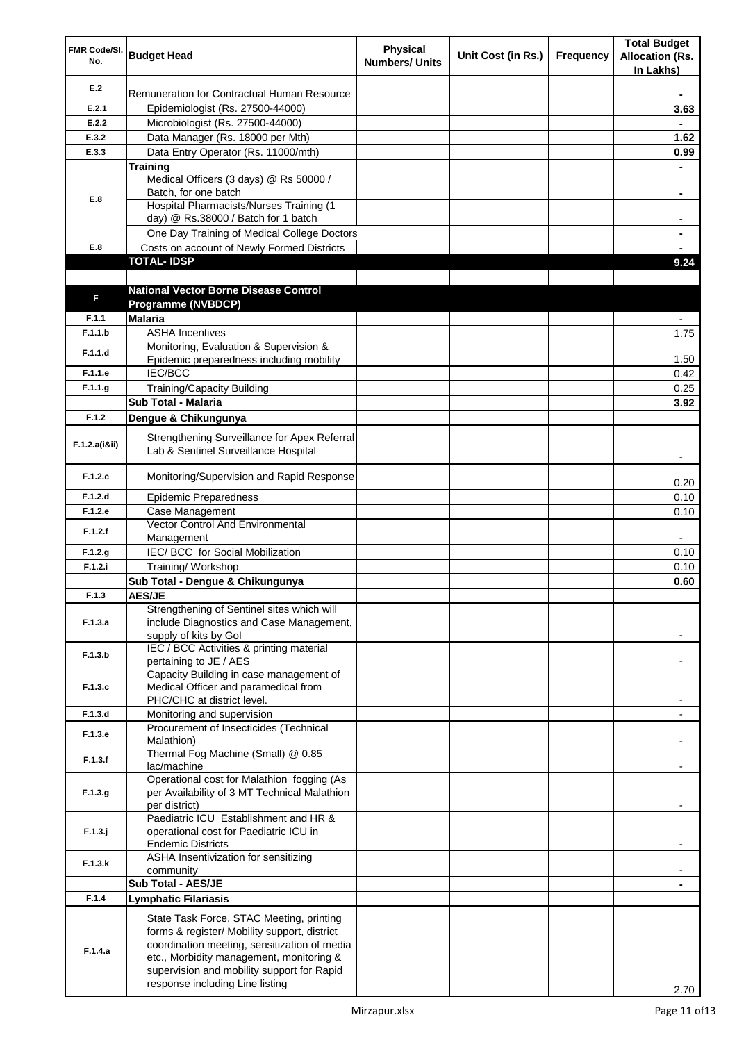| FMR Code/Sl. No. | Budget Head | Physical Numbers/ Units | Unit Cost (in Rs.) | Frequency | Total Budget Allocation (Rs. In Lakhs) |
|---|---|---|---|---|---|
| E.2 | Remuneration for Contractual Human Resource | | | | - |
| E.2.1 | Epidemiologist (Rs. 27500-44000) | | | | 3.63 |
| E.2.2 | Microbiologist (Rs. 27500-44000) | | | | - |
| E.3.2 | Data Manager (Rs. 18000 per Mth) | | | | 1.62 |
| E.3.3 | Data Entry Operator (Rs. 11000/mth) | | | | 0.99 |
| E.8 | **Training** | | | | - |
| | Medical Officers (3 days) @ Rs 50000 / Batch, for one batch | | | | - |
| | Hospital Pharmacists/Nurses Training (1 day) @ Rs.38000 / Batch for 1 batch | | | | - |
| | One Day Training of Medical College Doctors | | | | - |
| E.8 | Costs on account of Newly Formed Districts | | | | - |
| | **TOTAL- IDSP** | | | | **9.24** |
| | | | | | |
| F | **National Vector Borne Disease Control Programme (NVBDCP)** | | | | |
| F.1.1 | **Malaria** | | | | - |
| F.1.1.b | ASHA Incentives | | | | 1.75 |
| F.1.1.d | Monitoring, Evaluation & Supervision & Epidemic preparedness including mobility | | | | 1.50 |
| F.1.1.e | IEC/BCC | | | | 0.42 |
| F.1.1.g | Training/Capacity Building | | | | 0.25 |
| | **Sub Total - Malaria** | | | | **3.92** |
| F.1.2 | **Dengue & Chikungunya** | | | | |
| F.1.2.a(i&ii) | Strengthening Surveillance for Apex Referral Lab & Sentinel Surveillance Hospital | | | | - |
| F.1.2.c | Monitoring/Supervision and Rapid Response | | | | 0.20 |
| F.1.2.d | Epidemic Preparedness | | | | 0.10 |
| F.1.2.e | Case Management | | | | 0.10 |
| F.1.2.f | Vector Control And Environmental Management | | | | - |
| F.1.2.g | IEC/ BCC for Social Mobilization | | | | 0.10 |
| F.1.2.i | Training/ Workshop | | | | 0.10 |
| | **Sub Total - Dengue & Chikungunya** | | | | **0.60** |
| F.1.3 | **AES/JE** | | | | |
| F.1.3.a | Strengthening of Sentinel sites which will include Diagnostics and Case Management, supply of kits by GoI | | | | - |
| F.1.3.b | IEC / BCC Activities & printing material pertaining to JE / AES | | | | - |
| F.1.3.c | Capacity Building in case management of Medical Officer and paramedical from PHC/CHC at district level. | | | | - |
| F.1.3.d | Monitoring and supervision | | | | - |
| F.1.3.e | Procurement of Insecticides (Technical Malathion) | | | | - |
| F.1.3.f | Thermal Fog Machine (Small) @ 0.85 lac/machine | | | | - |
| F.1.3.g | Operational cost for Malathion fogging (As per Availability of 3 MT Technical Malathion per district) | | | | - |
| F.1.3.j | Paediatric ICU Establishment and HR & operational cost for Paediatric ICU in Endemic Districts | | | | - |
| F.1.3.k | ASHA Insentivization for sensitizing community | | | | - |
| | **Sub Total - AES/JE** | | | | **-** |
| F.1.4 | **Lymphatic Filariasis** | | | | |
| F.1.4.a | State Task Force, STAC Meeting, printing forms & register/ Mobility support, district coordination meeting, sensitization of media etc., Morbidity management, monitoring & supervision and mobility support for Rapid response including Line listing | | | | 2.70 |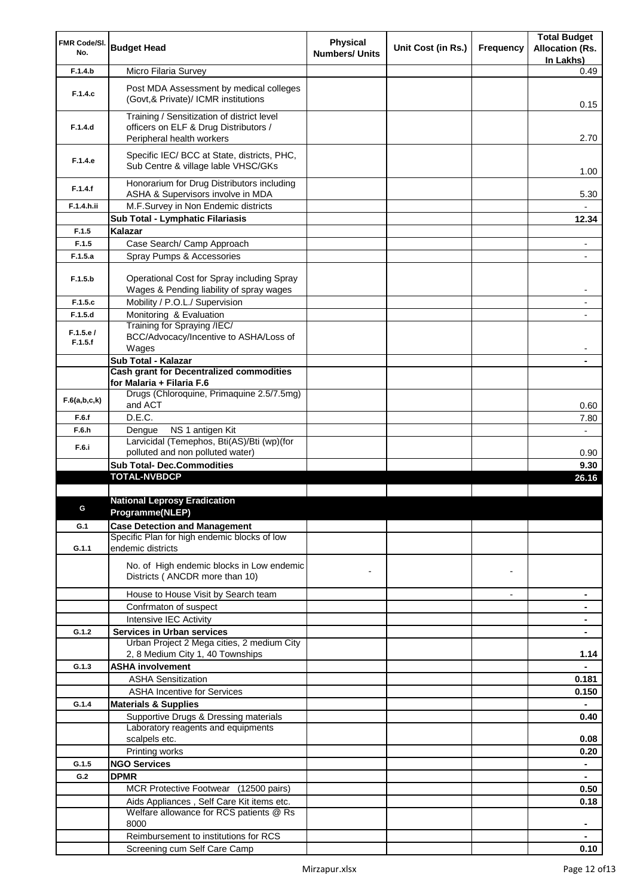| FMR Code/Sl. No. | Budget Head | Physical Numbers/ Units | Unit Cost (in Rs.) | Frequency | Total Budget Allocation (Rs. In Lakhs) |
|---|---|---|---|---|---|
| F.1.4.b | Micro Filaria Survey | | | | 0.49 |
| F.1.4.c | Post MDA Assessment by medical colleges (Govt,& Private)/ ICMR institutions | | | | 0.15 |
| F.1.4.d | Training / Sensitization of district level officers on ELF & Drug Distributors / Peripheral health workers | | | | 2.70 |
| F.1.4.e | Specific IEC/ BCC at State, districts, PHC, Sub Centre & village lable VHSC/GKs | | | | 1.00 |
| F.1.4.f | Honorarium for Drug Distributors including ASHA & Supervisors involve in MDA | | | | 5.30 |
| F.1.4.h.ii | M.F.Survey in Non Endemic districts | | | | - |
| | **Sub Total - Lymphatic Filariasis** | | | | **12.34** |
| F.1.5 | **Kalazar** | | | | |
| F.1.5 | Case Search/ Camp Approach | | | | - |
| F.1.5.a | Spray Pumps & Accessories | | | | - |
| F.1.5.b | Operational Cost for Spray including Spray Wages & Pending liability of spray wages | | | | - |
| F.1.5.c | Mobility / P.O.L./ Supervision | | | | - |
| F.1.5.d | Monitoring & Evaluation | | | | - |
| F.1.5.e / F.1.5.f | Training for Spraying /IEC/ BCC/Advocacy/Incentive to ASHA/Loss of Wages | | | | - |
| | **Sub Total - Kalazar** | | | | **-** |
| | **Cash grant for Decentralized commodities for Malaria + Filaria F.6** | | | | |
| F.6(a,b,c,k) | Drugs (Chloroquine, Primaquine 2.5/7.5mg) and ACT | | | | 0.60 |
| F.6.f | D.E.C. | | | | 7.80 |
| F.6.h | Dengue NS 1 antigen Kit | | | | - |
| F.6.i | Larvicidal (Temephos, Bti(AS)/Bti (wp)(for polluted and non polluted water) | | | | 0.90 |
| | **Sub Total- Dec.Commodities** | | | | **9.30** |
| | **TOTAL-NVBDCP** | | | | **26.16** |
| | | | | | |
| G | **National Leprosy Eradication Programme(NLEP)** | | | | |
| G.1 | **Case Detection and Management** | | | | |
| G.1.1 | Specific Plan for high endemic blocks of low endemic districts | | | | |
| | No. of High endemic blocks in Low endemic Districts ( ANCDR more than 10) | - | | - | |
| | House to House Visit by Search team | | | - | **-** |
| | Confrmaton of suspect | | | | **-** |
| | Intensive IEC Activity | | | | **-** |
| G.1.2 | **Services in Urban services** | | | | **-** |
| | Urban Project 2 Mega cities, 2 medium City 2, 8 Medium City 1, 40 Townships | | | | **1.14** |
| G.1.3 | **ASHA involvement** | | | | **-** |
| | ASHA Sensitization | | | | **0.181** |
| | ASHA Incentive for Services | | | | **0.150** |
| G.1.4 | **Materials & Supplies** | | | | **-** |
| | Supportive Drugs & Dressing materials | | | | **0.40** |
| | Laboratory reagents and equipments scalpels etc. | | | | **0.08** |
| | Printing works | | | | **0.20** |
| G.1.5 | **NGO Services** | | | | **-** |
| G.2 | **DPMR** | | | | **-** |
| | MCR Protective Footwear (12500 pairs) | | | | **0.50** |
| | Aids Appliances , Self Care Kit items etc. | | | | **0.18** |
| | Welfare allowance for RCS patients @ Rs 8000 | | | | **-** |
| | Reimbursement to institutions for RCS | | | | **-** |
| | Screening cum Self Care Camp | | | | **0.10** |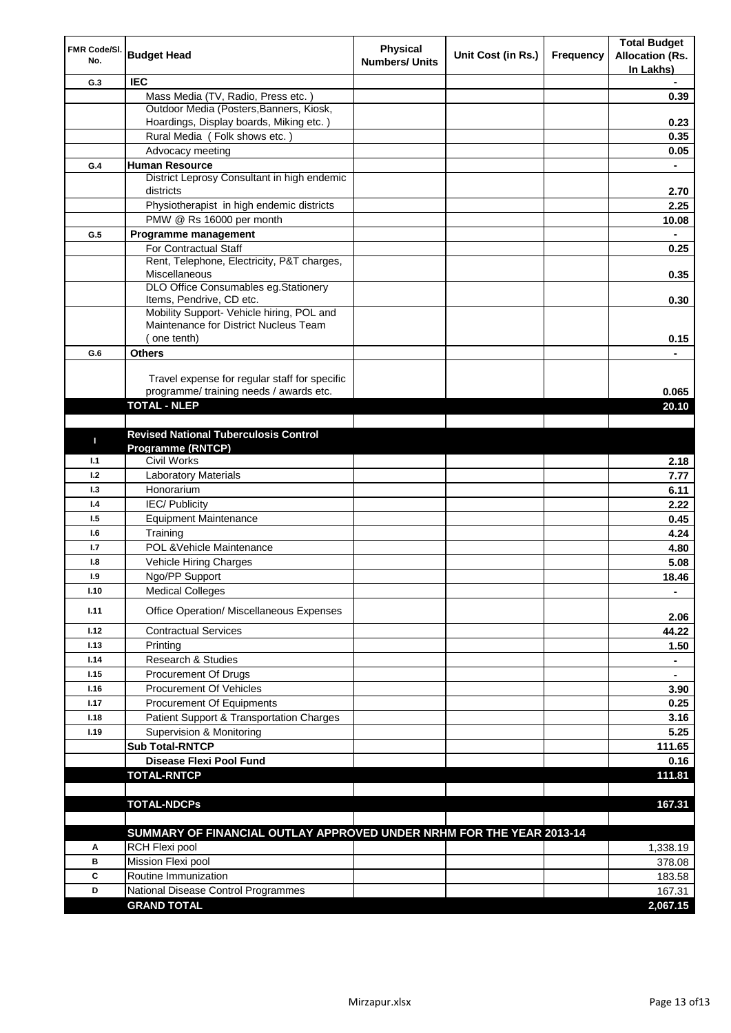| FMR Code/Sl. No. | Budget Head | Physical Numbers/ Units | Unit Cost (in Rs.) | Frequency | Total Budget Allocation (Rs. In Lakhs) |
|---|---|---|---|---|---|
| G.3 | **IEC** | | | | - |
| | Mass Media (TV, Radio, Press etc. ) | | | | 0.39 |
| | Outdoor Media (Posters,Banners, Kiosk, Hoardings, Display boards, Miking etc. ) | | | | 0.23 |
| | Rural Media ( Folk shows etc. ) | | | | 0.35 |
| | Advocacy meeting | | | | 0.05 |
| G.4 | **Human Resource** | | | | - |
| | District Leprosy Consultant in high endemic districts | | | | 2.70 |
| | Physiotherapist in high endemic districts | | | | 2.25 |
| | PMW @ Rs 16000 per month | | | | 10.08 |
| G.5 | **Programme management** | | | | - |
| | For Contractual Staff | | | | 0.25 |
| | Rent, Telephone, Electricity, P&T charges, Miscellaneous | | | | 0.35 |
| | DLO Office Consumables eg.Stationery Items, Pendrive, CD etc. | | | | 0.30 |
| | Mobility Support- Vehicle hiring, POL and Maintenance for District Nucleus Team ( one tenth) | | | | 0.15 |
| G.6 | **Others** | | | | - |
| | Travel expense for regular staff for specific programme/ training needs / awards etc. | | | | 0.065 |
| | **TOTAL - NLEP** | | | | **20.10** |
| | | | | | |
| I | **Revised National Tuberculosis Control Programme (RNTCP)** | | | | |
| I.1 | Civil Works | | | | 2.18 |
| I.2 | Laboratory Materials | | | | 7.77 |
| I.3 | Honorarium | | | | 6.11 |
| I.4 | IEC/ Publicity | | | | 2.22 |
| I.5 | Equipment Maintenance | | | | 0.45 |
| I.6 | Training | | | | 4.24 |
| I.7 | POL &Vehicle Maintenance | | | | 4.80 |
| I.8 | Vehicle Hiring Charges | | | | 5.08 |
| I.9 | Ngo/PP Support | | | | 18.46 |
| I.10 | Medical Colleges | | | | - |
| I.11 | Office Operation/ Miscellaneous Expenses | | | | 2.06 |
| I.12 | Contractual Services | | | | 44.22 |
| I.13 | Printing | | | | 1.50 |
| I.14 | Research & Studies | | | | - |
| I.15 | Procurement Of Drugs | | | | - |
| I.16 | Procurement Of Vehicles | | | | 3.90 |
| I.17 | Procurement Of Equipments | | | | 0.25 |
| I.18 | Patient Support & Transportation Charges | | | | 3.16 |
| I.19 | Supervision & Monitoring | | | | 5.25 |
| | **Sub Total-RNTCP** | | | | **111.65** |
| | **Disease Flexi Pool Fund** | | | | **0.16** |
| | **TOTAL-RNTCP** | | | | **111.81** |
| | | | | | |
| | **TOTAL-NDCPs** | | | | **167.31** |
| | | | | | |
| | **SUMMARY OF FINANCIAL OUTLAY APPROVED UNDER NRHM FOR THE YEAR 2013-14** | | | | |
| A | RCH Flexi pool | | | | 1,338.19 |
| B | Mission Flexi pool | | | | 378.08 |
| C | Routine Immunization | | | | 183.58 |
| D | National Disease Control Programmes | | | | 167.31 |
| | **GRAND TOTAL** | | | | **2,067.15** |

Mirzapur.xlsx